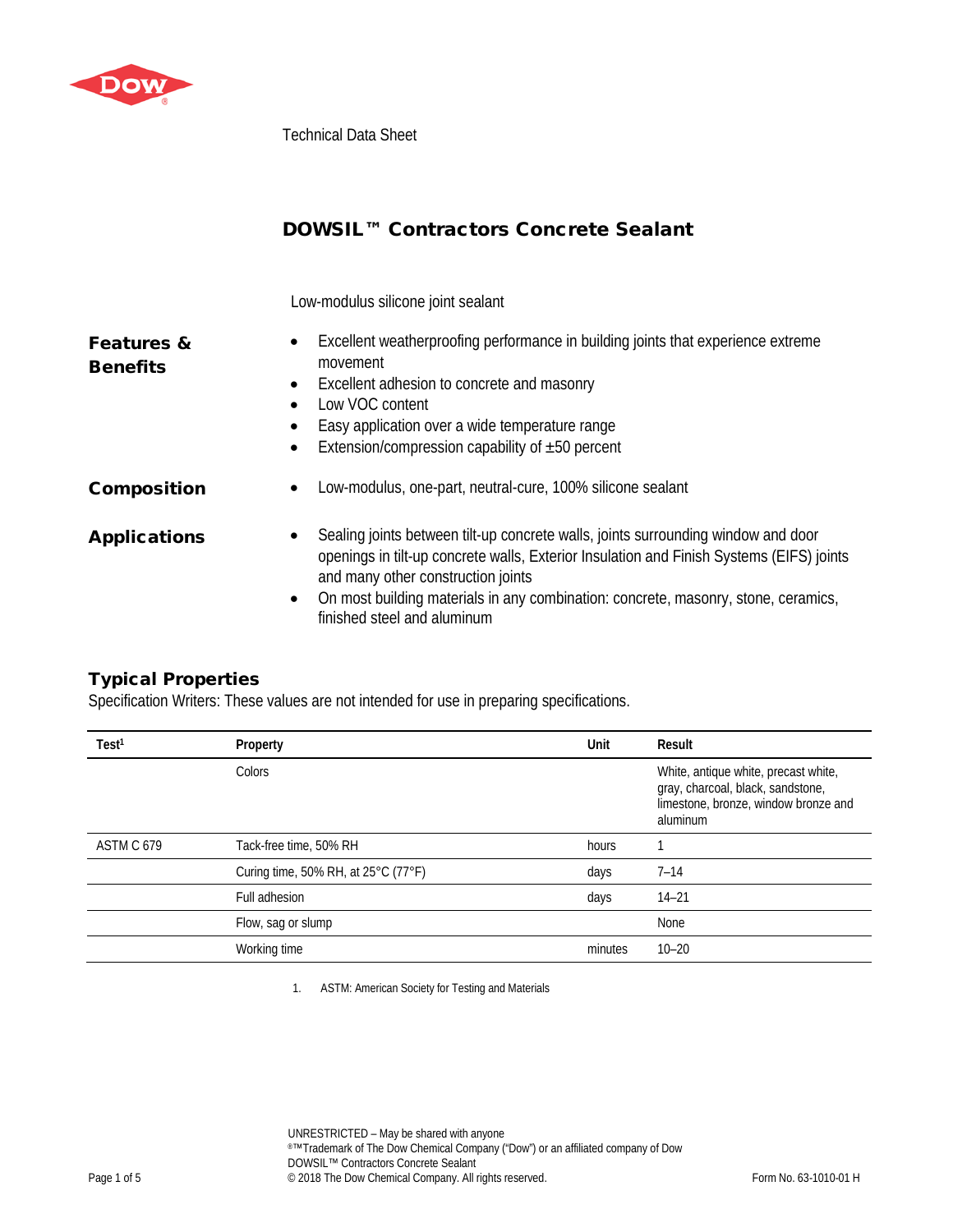Technical Data Sheet

# DOWSIL™ Contractors Concrete Sealant

Low-modulus silicone joint sealant

## Features & Benefits

- Excellent weatherproofing performance in building joints that experience extreme movement
- Excellent adhesion to concrete and masonry
- Low VOC content
- Easy application over a wide temperature range
- Extension/compression capability of ±50 percent

## Composition

- Low-modulus, one-part, neutral-cure, 100% silicone sealant

## Applications

- Sealing joints between tilt-up concrete walls, joints surrounding window and door openings in tilt-up concrete walls, Exterior Insulation and Finish Systems (EIFS) joints and many other construction joints
- On most building materials in any combination: concrete, masonry, stone, ceramics, finished steel and aluminum

## Typical Properties

Specification Writers: These values are not intended for use in preparing specifications.

| Test[1] | Property | Unit | Result |
|---|---|---|---|
| | Colors | | White, antique white, precast white, gray, charcoal, black, sandstone, limestone, bronze, window bronze and aluminum |
| ASTM C 679 | Tack-free time, 50% RH | hours | 1 |
| | Curing time, 50% RH, at 25°C (77°F) | days | 7–14 |
| | Full adhesion | days | 14–21 |
| | Flow, sag or slump | | None |
| | Working time | minutes | 10–20 |

1. ASTM: American Society for Testing and Materials

UNRESTRICTED – May be shared with anyone
®™Trademark of The Dow Chemical Company ("Dow") or an affiliated company of Dow
DOWSIL™ Contractors Concrete Sealant
© 2018 The Dow Chemical Company. All rights reserved.

Form No. 63-1010-01 H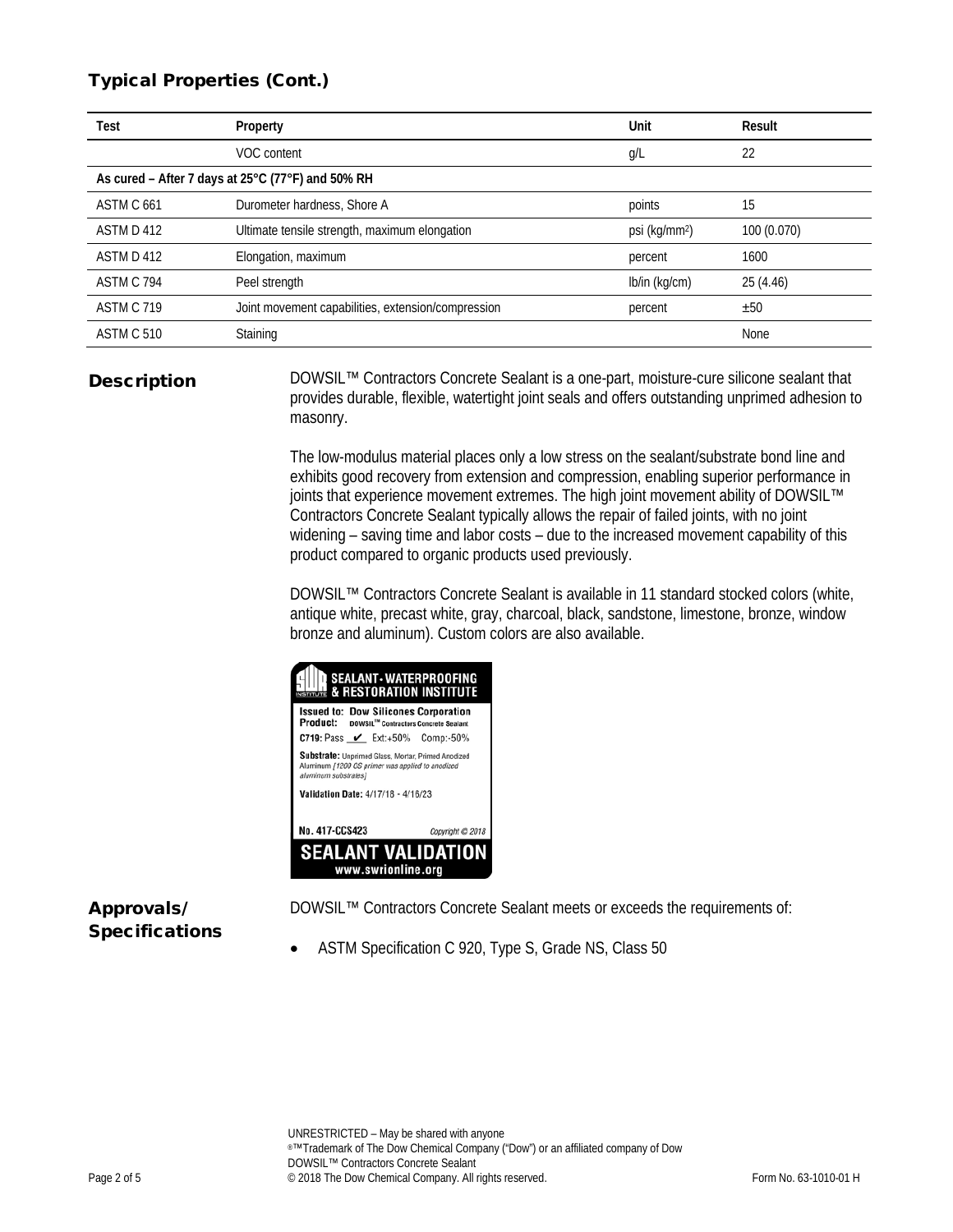## Typical Properties (Cont.)

| Test | Property | Unit | Result |
|---|---|---|---|
| | VOC content | g/L | 22 |
| As cured – After 7 days at 25°C (77°F) and 50% RH | | | |
| ASTM C 661 | Durometer hardness, Shore A | points | 15 |
| ASTM D 412 | Ultimate tensile strength, maximum elongation | psi (kg/mm$^2$) | 100 (0.070) |
| ASTM D 412 | Elongation, maximum | percent | 1600 |
| ASTM C 794 | Peel strength | lb/in (kg/cm) | 25 (4.46) |
| ASTM C 719 | Joint movement capabilities, extension/compression | percent | ±50 |
| ASTM C 510 | Staining | | None |

## Description

DOWSIL™ Contractors Concrete Sealant is a one-part, moisture-cure silicone sealant that provides durable, flexible, watertight joint seals and offers outstanding unprimed adhesion to masonry.

The low-modulus material places only a low stress on the sealant/substrate bond line and exhibits good recovery from extension and compression, enabling superior performance in joints that experience movement extremes. The high joint movement ability of DOWSIL™ Contractors Concrete Sealant typically allows the repair of failed joints, with no joint widening – saving time and labor costs – due to the increased movement capability of this product compared to organic products used previously.

DOWSIL™ Contractors Concrete Sealant is available in 11 standard stocked colors (white, antique white, precast white, gray, charcoal, black, sandstone, limestone, bronze, window bronze and aluminum). Custom colors are also available.

SEALANT • WATERPROOFING & RESTORATION INSTITUTE

Issued to: Dow Silicones Corporation
Product: DOWSIL™ Contractors Concrete Sealant
C719: Pass ✔ Ext:+50% Comp:-50%
Substrate: Unprimed Glass, Mortar, Primed Anodized Aluminum [1200 OS primer was applied to anodized aluminum substrates]
Validation Date: 4/17/18 - 4/16/23
No. 417-CCS423 Copyright © 2018
SEALANT VALIDATION
www.swrionline.org

## Approvals/ Specifications

DOWSIL™ Contractors Concrete Sealant meets or exceeds the requirements of:

- ASTM Specification C 920, Type S, Grade NS, Class 50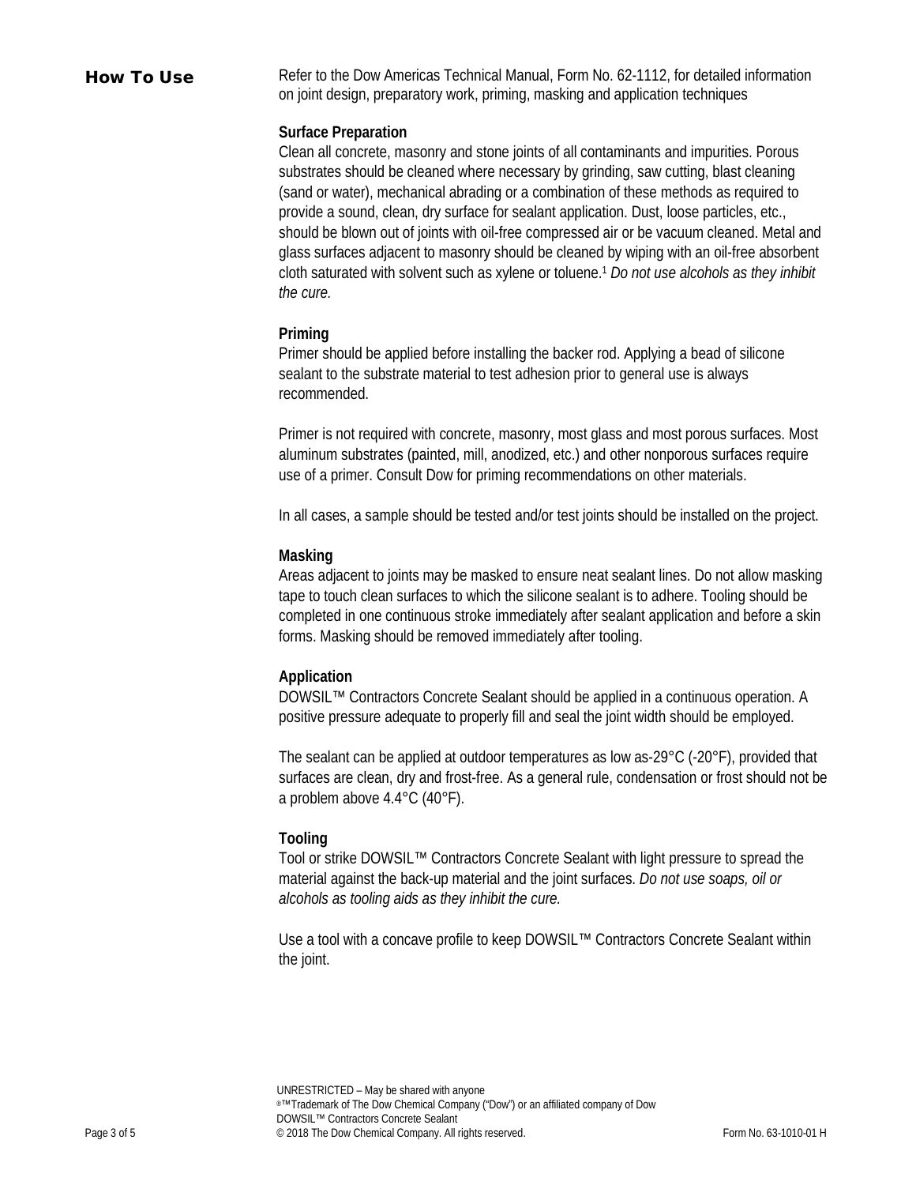## How To Use

Refer to the Dow Americas Technical Manual, Form No. 62-1112, for detailed information on joint design, preparatory work, priming, masking and application techniques

### Surface Preparation

Clean all concrete, masonry and stone joints of all contaminants and impurities. Porous substrates should be cleaned where necessary by grinding, saw cutting, blast cleaning (sand or water), mechanical abrading or a combination of these methods as required to provide a sound, clean, dry surface for sealant application. Dust, loose particles, etc., should be blown out of joints with oil-free compressed air or be vacuum cleaned. Metal and glass surfaces adjacent to masonry should be cleaned by wiping with an oil-free absorbent cloth saturated with solvent such as xylene or toluene.[1] *Do not use alcohols as they inhibit the cure.*

### Priming

Primer should be applied before installing the backer rod. Applying a bead of silicone sealant to the substrate material to test adhesion prior to general use is always recommended.

Primer is not required with concrete, masonry, most glass and most porous surfaces. Most aluminum substrates (painted, mill, anodized, etc.) and other nonporous surfaces require use of a primer. Consult Dow for priming recommendations on other materials.

In all cases, a sample should be tested and/or test joints should be installed on the project.

### Masking

Areas adjacent to joints may be masked to ensure neat sealant lines. Do not allow masking tape to touch clean surfaces to which the silicone sealant is to adhere. Tooling should be completed in one continuous stroke immediately after sealant application and before a skin forms. Masking should be removed immediately after tooling.

### Application

DOWSIL™ Contractors Concrete Sealant should be applied in a continuous operation. A positive pressure adequate to properly fill and seal the joint width should be employed.

The sealant can be applied at outdoor temperatures as low as-29°C (-20°F), provided that surfaces are clean, dry and frost-free. As a general rule, condensation or frost should not be a problem above 4.4°C (40°F).

### Tooling

Tool or strike DOWSIL™ Contractors Concrete Sealant with light pressure to spread the material against the back-up material and the joint surfaces. *Do not use soaps, oil or alcohols as tooling aids as they inhibit the cure.*

Use a tool with a concave profile to keep DOWSIL™ Contractors Concrete Sealant within the joint.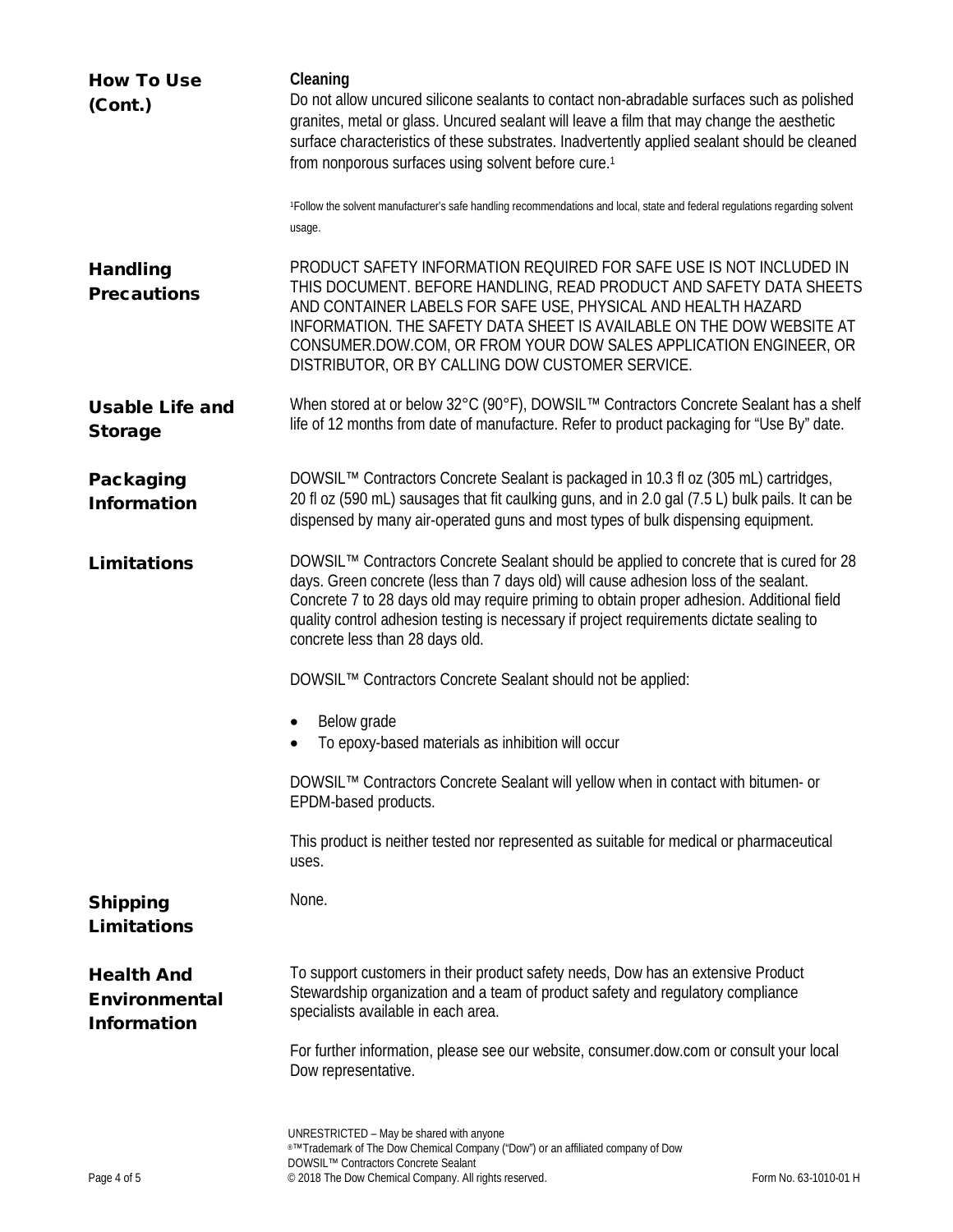## How To Use (Cont.)

**Cleaning**

Do not allow uncured silicone sealants to contact non-abradable surfaces such as polished granites, metal or glass. Uncured sealant will leave a film that may change the aesthetic surface characteristics of these substrates. Inadvertently applied sealant should be cleaned from nonporous surfaces using solvent before cure.[1]

[1]Follow the solvent manufacturer's safe handling recommendations and local, state and federal regulations regarding solvent usage.

## Handling Precautions

PRODUCT SAFETY INFORMATION REQUIRED FOR SAFE USE IS NOT INCLUDED IN THIS DOCUMENT. BEFORE HANDLING, READ PRODUCT AND SAFETY DATA SHEETS AND CONTAINER LABELS FOR SAFE USE, PHYSICAL AND HEALTH HAZARD INFORMATION. THE SAFETY DATA SHEET IS AVAILABLE ON THE DOW WEBSITE AT CONSUMER.DOW.COM, OR FROM YOUR DOW SALES APPLICATION ENGINEER, OR DISTRIBUTOR, OR BY CALLING DOW CUSTOMER SERVICE.

## Usable Life and Storage

When stored at or below 32°C (90°F), DOWSIL™ Contractors Concrete Sealant has a shelf life of 12 months from date of manufacture. Refer to product packaging for "Use By" date.

## Packaging Information

DOWSIL™ Contractors Concrete Sealant is packaged in 10.3 fl oz (305 mL) cartridges, 20 fl oz (590 mL) sausages that fit caulking guns, and in 2.0 gal (7.5 L) bulk pails. It can be dispensed by many air-operated guns and most types of bulk dispensing equipment.

## Limitations

DOWSIL™ Contractors Concrete Sealant should be applied to concrete that is cured for 28 days. Green concrete (less than 7 days old) will cause adhesion loss of the sealant. Concrete 7 to 28 days old may require priming to obtain proper adhesion. Additional field quality control adhesion testing is necessary if project requirements dictate sealing to concrete less than 28 days old.

DOWSIL™ Contractors Concrete Sealant should not be applied:

- Below grade
- To epoxy-based materials as inhibition will occur

DOWSIL™ Contractors Concrete Sealant will yellow when in contact with bitumen- or EPDM-based products.

This product is neither tested nor represented as suitable for medical or pharmaceutical uses.

## Shipping Limitations

None.

## Health And Environmental Information

To support customers in their product safety needs, Dow has an extensive Product Stewardship organization and a team of product safety and regulatory compliance specialists available in each area.

For further information, please see our website, consumer.dow.com or consult your local Dow representative.

UNRESTRICTED – May be shared with anyone
®™Trademark of The Dow Chemical Company ("Dow") or an affiliated company of Dow
DOWSIL™ Contractors Concrete Sealant
© 2018 The Dow Chemical Company. All rights reserved.
Form No. 63-1010-01 H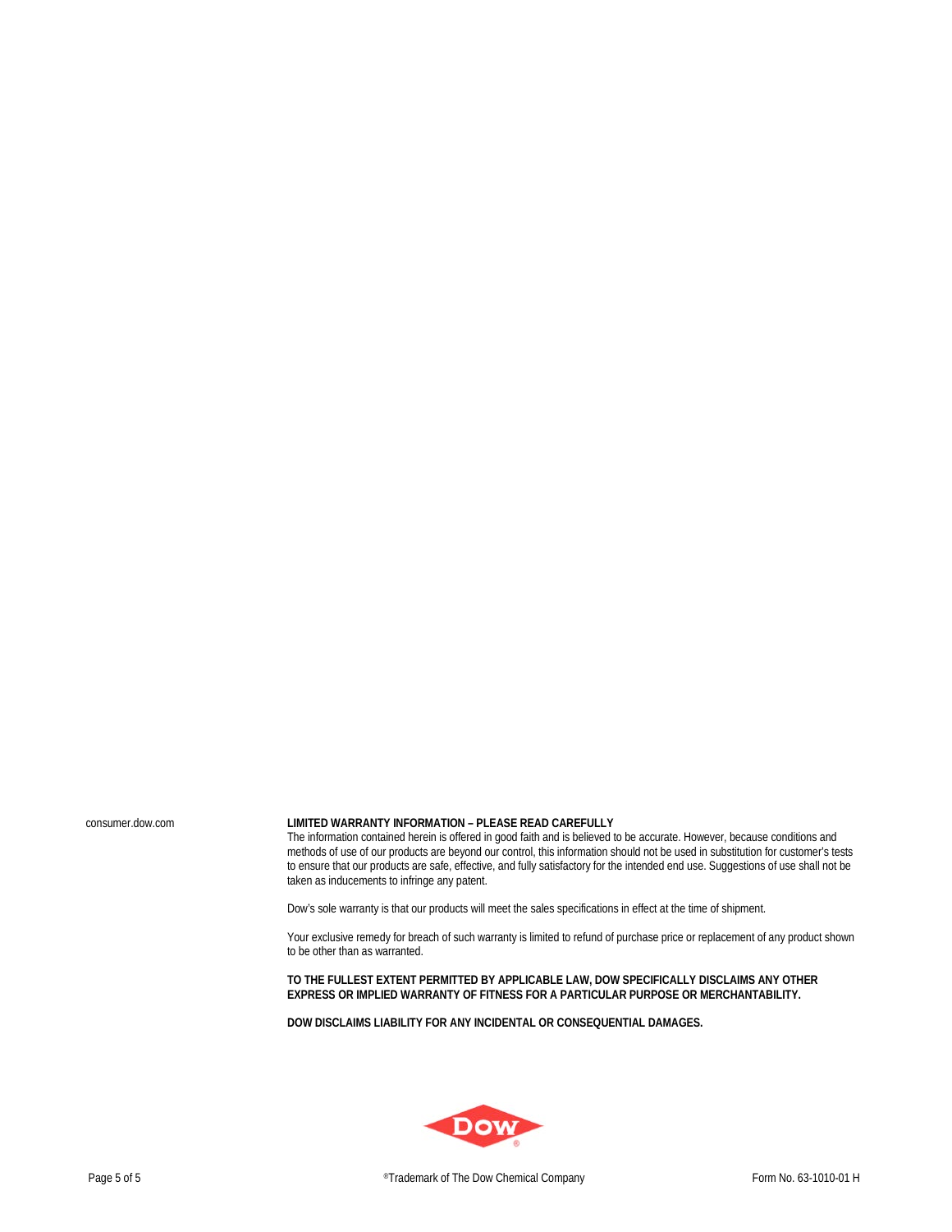consumer.dow.com

**LIMITED WARRANTY INFORMATION – PLEASE READ CAREFULLY**

The information contained herein is offered in good faith and is believed to be accurate. However, because conditions and methods of use of our products are beyond our control, this information should not be used in substitution for customer's tests to ensure that our products are safe, effective, and fully satisfactory for the intended end use. Suggestions of use shall not be taken as inducements to infringe any patent.

Dow's sole warranty is that our products will meet the sales specifications in effect at the time of shipment.

Your exclusive remedy for breach of such warranty is limited to refund of purchase price or replacement of any product shown to be other than as warranted.

**TO THE FULLEST EXTENT PERMITTED BY APPLICABLE LAW, DOW SPECIFICALLY DISCLAIMS ANY OTHER EXPRESS OR IMPLIED WARRANTY OF FITNESS FOR A PARTICULAR PURPOSE OR MERCHANTABILITY.**

**DOW DISCLAIMS LIABILITY FOR ANY INCIDENTAL OR CONSEQUENTIAL DAMAGES.**

®Trademark of The Dow Chemical Company

Form No. 63-1010-01 H